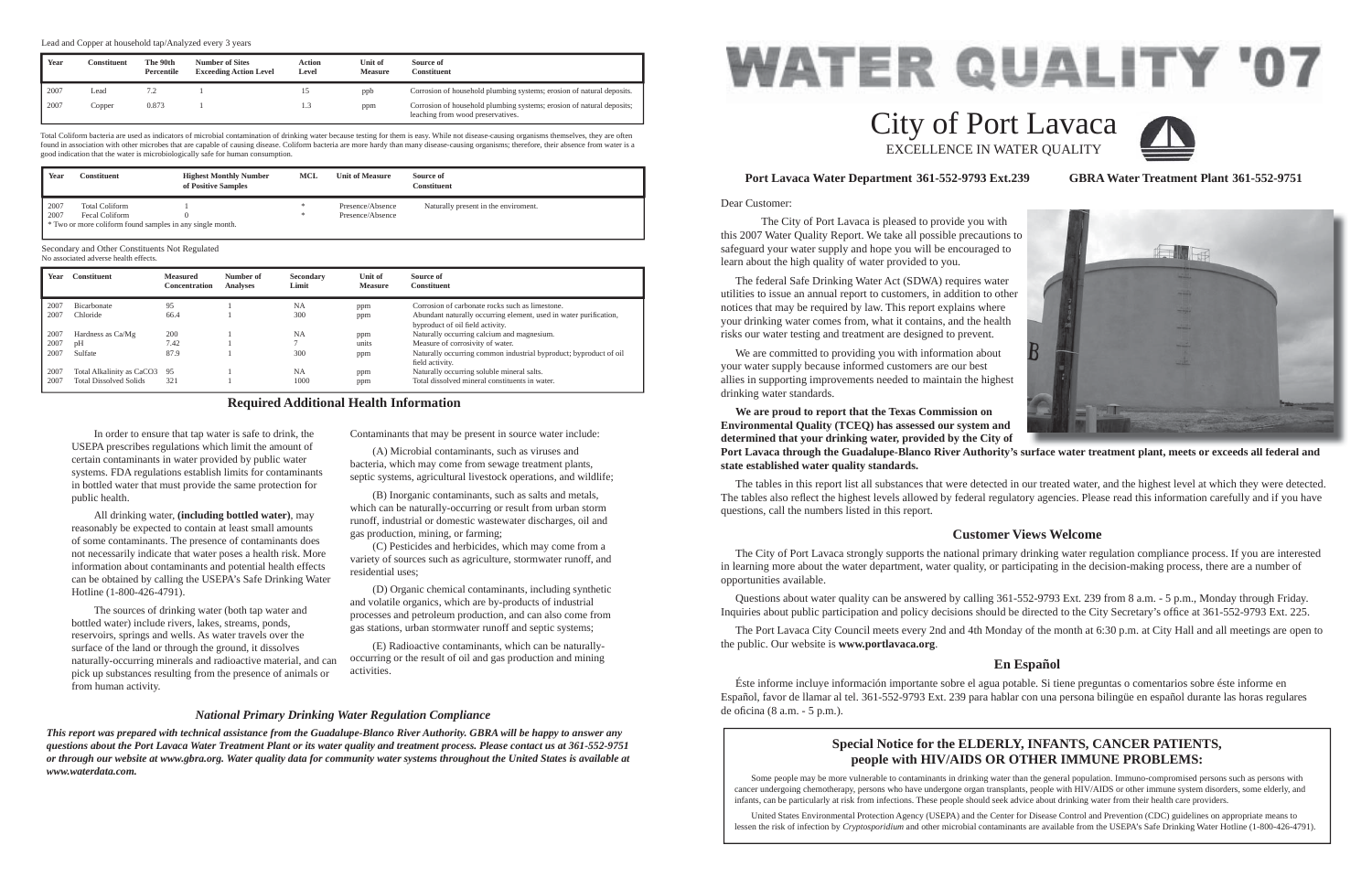Lead and Copper at household tap/Analyzed every 3 years

| Year | Constituent | The 90th Percentile | Number of Sites Exceeding Action Level | Action Level | Unit of Measure | Source of Constituent |
|---|---|---|---|---|---|---|
| 2007 | Lead | 7.2 | 1 | 15 | ppb | Corrosion of household plumbing systems; erosion of natural deposits. |
| 2007 | Copper | 0.873 | 1 | 1.3 | ppm | Corrosion of household plumbing systems; erosion of natural deposits; leaching from wood preservatives. |

Total Coliform bacteria are used as indicators of microbial contamination of drinking water because testing for them is easy. While not disease-causing organisms themselves, they are often found in association with other microbes that are capable of causing disease. Coliform bacteria are more hardy than many disease-causing organisms; therefore, their absence from water is a good indication that the water is microbiologically safe for human consumption.

| Year | Constituent | Highest Monthly Number of Positive Samples | MCL | Unit of Measure | Source of Constituent |
|---|---|---|---|---|---|
| 2007 | Total Coliform | 1 | * | Presence/Absence | Naturally present in the enviroment. |
| 2007 | Fecal Coliform | 0 | * | Presence/Absence | |

\* Two or more coliform found samples in any single month.

Secondary and Other Constituents Not Regulated
No associated adverse health effects.

| Year | Constituent | Measured Concentration | Number of Analyses | Secondary Limit | Unit of Measure | Source of Constituent |
|---|---|---|---|---|---|---|
| 2007 | Bicarbonate | 95 | 1 | NA | ppm | Corrosion of carbonate rocks such as limestone. |
| 2007 | Chloride | 66.4 | 1 | 300 | ppm | Abundant naturally occurring element, used in water purification, byproduct of oil field activity. |
| 2007 | Hardness as Ca/Mg | 200 | 1 | NA | ppm | Naturally occurring calcium and magnesium. |
| 2007 | pH | 7.42 | 1 | 7 | units | Measure of corrosivity of water. |
| 2007 | Sulfate | 87.9 | 1 | 300 | ppm | Naturally occurring common industrial byproduct; byproduct of oil field activity. |
| 2007 | Total Alkalinity as $CaCO_3$ | 95 | 1 | NA | ppm | Naturally occurring soluble mineral salts. |
| 2007 | Total Dissolved Solids | 321 | 1 | 1000 | ppm | Total dissolved mineral constituents in water. |

## Required Additional Health Information

In order to ensure that tap water is safe to drink, the USEPA prescribes regulations which limit the amount of certain contaminants in water provided by public water systems. FDA regulations establish limits for contaminants in bottled water that must provide the same protection for public health.

All drinking water, **(including bottled water)**, may reasonably be expected to contain at least small amounts of some contaminants. The presence of contaminants does not necessarily indicate that water poses a health risk. More information about contaminants and potential health effects can be obtained by calling the USEPA's Safe Drinking Water Hotline (1-800-426-4791).

The sources of drinking water (both tap water and bottled water) include rivers, lakes, streams, ponds, reservoirs, springs and wells. As water travels over the surface of the land or through the ground, it dissolves naturally-occurring minerals and radioactive material, and can pick up substances resulting from the presence of animals or from human activity.

Contaminants that may be present in source water include:

(A) Microbial contaminants, such as viruses and bacteria, which may come from sewage treatment plants, septic systems, agricultural livestock operations, and wildlife;

(B) Inorganic contaminants, such as salts and metals, which can be naturally-occurring or result from urban storm runoff, industrial or domestic wastewater discharges, oil and gas production, mining, or farming;

(C) Pesticides and herbicides, which may come from a variety of sources such as agriculture, stormwater runoff, and residential uses;

(D) Organic chemical contaminants, including synthetic and volatile organics, which are by-products of industrial processes and petroleum production, and can also come from gas stations, urban stormwater runoff and septic systems;

(E) Radioactive contaminants, which can be naturally-occurring or the result of oil and gas production and mining activities.

### *National Primary Drinking Water Regulation Compliance*

***This report was prepared with technical assistance from the Guadalupe-Blanco River Authority. GBRA will be happy to answer any questions about the Port Lavaca Water Treatment Plant or its water quality and treatment process. Please contact us at 361-552-9751 or through our website at www.gbra.org. Water quality data for community water systems throughout the United States is available at www.waterdata.com.***

# WATER QUALITY '07

## City of Port Lavaca

EXCELLENCE IN WATER QUALITY

**Port Lavaca Water Department 361-552-9793 Ext.239** **GBRA Water Treatment Plant 361-552-9751**

Dear Customer:

The City of Port Lavaca is pleased to provide you with this 2007 Water Quality Report. We take all possible precautions to safeguard your water supply and hope you will be encouraged to learn about the high quality of water provided to you.

The federal Safe Drinking Water Act (SDWA) requires water utilities to issue an annual report to customers, in addition to other notices that may be required by law. This report explains where your drinking water comes from, what it contains, and the health risks our water testing and treatment are designed to prevent.

We are committed to providing you with information about your water supply because informed customers are our best allies in supporting improvements needed to maintain the highest drinking water standards.

**We are proud to report that the Texas Commission on Environmental Quality (TCEQ) has assessed our system and determined that your drinking water, provided by the City of Port Lavaca through the Guadalupe-Blanco River Authority's surface water treatment plant, meets or exceeds all federal and state established water quality standards.**

The tables in this report list all substances that were detected in our treated water, and the highest level at which they were detected. The tables also reflect the highest levels allowed by federal regulatory agencies. Please read this information carefully and if you have questions, call the numbers listed in this report.

### Customer Views Welcome

The City of Port Lavaca strongly supports the national primary drinking water regulation compliance process. If you are interested in learning more about the water department, water quality, or participating in the decision-making process, there are a number of opportunities available.

Questions about water quality can be answered by calling 361-552-9793 Ext. 239 from 8 a.m. - 5 p.m., Monday through Friday. Inquiries about public participation and policy decisions should be directed to the City Secretary's office at 361-552-9793 Ext. 225.

The Port Lavaca City Council meets every 2nd and 4th Monday of the month at 6:30 p.m. at City Hall and all meetings are open to the public. Our website is **www.portlavaca.org**.

### En Español

Éste informe incluye información importante sobre el agua potable. Si tiene preguntas o comentarios sobre éste informe en Español, favor de llamar al tel. 361-552-9793 Ext. 239 para hablar con una persona bilingüe en español durante las horas regulares de oficina (8 a.m. - 5 p.m.).

### Special Notice for the ELDERLY, INFANTS, CANCER PATIENTS, people with HIV/AIDS OR OTHER IMMUNE PROBLEMS:

Some people may be more vulnerable to contaminants in drinking water than the general population. Immuno-compromised persons such as persons with cancer undergoing chemotherapy, persons who have undergone organ transplants, people with HIV/AIDS or other immune system disorders, some elderly, and infants, can be particularly at risk from infections. These people should seek advice about drinking water from their health care providers.

United States Environmental Protection Agency (USEPA) and the Center for Disease Control and Prevention (CDC) guidelines on appropriate means to lessen the risk of infection by *Cryptosporidium* and other microbial contaminants are available from the USEPA's Safe Drinking Water Hotline (1-800-426-4791).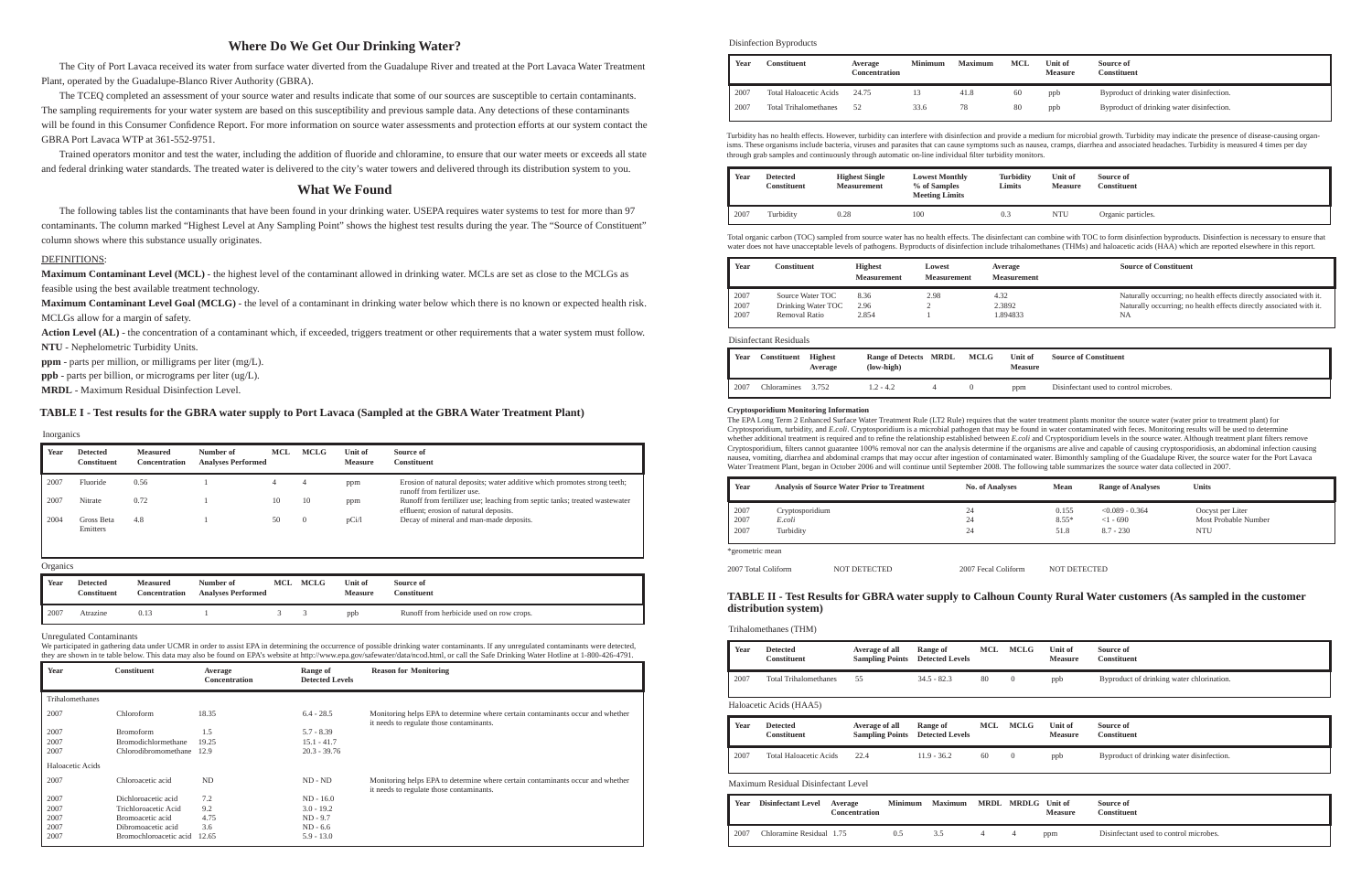## Where Do We Get Our Drinking Water?

The City of Port Lavaca received its water from surface water diverted from the Guadalupe River and treated at the Port Lavaca Water Treatment Plant, operated by the Guadalupe-Blanco River Authority (GBRA).

The TCEQ completed an assessment of your source water and results indicate that some of our sources are susceptible to certain contaminants. The sampling requirements for your water system are based on this susceptibility and previous sample data. Any detections of these contaminants will be found in this Consumer Confidence Report. For more information on source water assessments and protection efforts at our system contact the GBRA Port Lavaca WTP at 361-552-9751.

Trained operators monitor and test the water, including the addition of fluoride and chloramine, to ensure that our water meets or exceeds all state and federal drinking water standards. The treated water is delivered to the city's water towers and delivered through its distribution system to you.

## What We Found

The following tables list the contaminants that have been found in your drinking water. USEPA requires water systems to test for more than 97 contaminants. The column marked "Highest Level at Any Sampling Point" shows the highest test results during the year. The "Source of Constituent" column shows where this substance usually originates.

DEFINITIONS:

**Maximum Contaminant Level (MCL)** - the highest level of the contaminant allowed in drinking water. MCLs are set as close to the MCLGs as feasible using the best available treatment technology.

**Maximum Contaminant Level Goal (MCLG)** - the level of a contaminant in drinking water below which there is no known or expected health risk. MCLGs allow for a margin of safety.

**Action Level (AL)** - the concentration of a contaminant which, if exceeded, triggers treatment or other requirements that a water system must follow.

**NTU** - Nephelometric Turbidity Units.

**ppm** - parts per million, or milligrams per liter (mg/L).

**ppb** - parts per billion, or micrograms per liter (ug/L).

**MRDL** - Maximum Residual Disinfection Level.

### TABLE I - Test results for the GBRA water supply to Port Lavaca (Sampled at the GBRA Water Treatment Plant)

Inorganics

| Year | Detected Constituent | Measured Concentration | Number of Analyses Performed | MCL | MCLG | Unit of Measure | Source of Constituent |
|---|---|---|---|---|---|---|---|
| 2007 | Fluoride | 0.56 | 1 | 4 | 4 | ppm | Erosion of natural deposits; water additive which promotes strong teeth; runoff from fertilizer use. |
| 2007 | Nitrate | 0.72 | 1 | 10 | 10 | ppm | Runoff from fertilizer use; leaching from septic tanks; treated wastewater effluent; erosion of natural deposits. |
| 2004 | Gross Beta Emitters | 4.8 | 1 | 50 | 0 | pCi/l | Decay of mineral and man-made deposits. |

Organics

| Year | Detected Constituent | Measured Concentration | Number of Analyses Performed | MCL | MCLG | Unit of Measure | Source of Constituent |
|---|---|---|---|---|---|---|---|
| 2007 | Atrazine | 0.13 | 1 | 3 | 3 | ppb | Runoff from herbicide used on row crops. |

Unregulated Contaminants

We participated in gathering data under UCMR in order to assist EPA in determining the occurrence of possible drinking water contaminants. If any unregulated contaminants were detected, they are shown in te table below. This data may also be found on EPA's website at http://www.epa.gov/safewater/data/ncod.html, or call the Safe Drinking Water Hotline at 1-800-426-4791.

| Year | Constituent | Average Concentration | Range of Detected Levels | Reason for Monitoring |
|---|---|---|---|---|
| Trihalomethanes | | | | |
| 2007 | Chloroform | 18.35 | 6.4 - 28.5 | Monitoring helps EPA to determine where certain contaminants occur and whether it needs to regulate those contaminants. |
| 2007 | Bromoform | 1.5 | 5.7 - 8.39 | |
| 2007 | Bromodichlormethane | 19.25 | 15.1 - 41.7 | |
| 2007 | Chlorodibromomethane | 12.9 | 20.3 - 39.76 | |
| Haloacetic Acids | | | | |
| 2007 | Chloroacetic acid | ND | ND - ND | Monitoring helps EPA to determine where certain contaminants occur and whether it needs to regulate those contaminants. |
| 2007 | Dichloroacetic acid | 7.2 | ND - 16.0 | |
| 2007 | Trichloroacetic Acid | 9.2 | 3.0 - 19.2 | |
| 2007 | Bromoacetic acid | 4.75 | ND - 9.7 | |
| 2007 | Dibromoacetic acid | 3.6 | ND - 6.6 | |
| 2007 | Bromochloroacetic acid | 12.65 | 5.9 - 13.0 | |

Disinfection Byproducts

| Year | Constituent | Average Concentration | Minimum | Maximum | MCL | Unit of Measure | Source of Constituent |
|---|---|---|---|---|---|---|---|
| 2007 | Total Haloacetic Acids | 24.75 | 13 | 41.8 | 60 | ppb | Byproduct of drinking water disinfection. |
| 2007 | Total Trihalomethanes | 52 | 33.6 | 78 | 80 | ppb | Byproduct of drinking water disinfection. |

Turbidity has no health effects. However, turbidity can interfere with disinfection and provide a medium for microbial growth. Turbidity may indicate the presence of disease-causing organisms. These organisms include bacteria, viruses and parasites that can cause symptoms such as nausea, cramps, diarrhea and associated headaches. Turbidity is measured 4 times per day through grab samples and continuously through automatic on-line individual filter turbidity monitors.

| Year | Detected Constituent | Highest Single Measurement | Lowest Monthly % of Samples Meeting Limits | Turbidity Limits | Unit of Measure | Source of Constituent |
|---|---|---|---|---|---|---|
| 2007 | Turbidity | 0.28 | 100 | 0.3 | NTU | Organic particles. |

Total organic carbon (TOC) sampled from source water has no health effects. The disinfectant can combine with TOC to form disinfection byproducts. Disinfection is necessary to ensure that water does not have unacceptable levels of pathogens. Byproducts of disinfection include trihalomethanes (THMs) and haloacetic acids (HAA) which are reported elsewhere in this report.

| Year | Constituent | Highest Measurement | Lowest Measurement | Average Measurement | Source of Constituent |
|---|---|---|---|---|---|
| 2007 | Source Water TOC | 8.36 | 2.98 | 4.32 | Naturally occurring; no health effects directly associated with it. |
| 2007 | Drinking Water TOC | 2.96 | 2 | 2.3892 | Naturally occurring; no health effects directly associated with it. |
| 2007 | Removal Ratio | 2.854 | 1 | 1.894833 | NA |

Disinfectant Residuals

| Year | Constituent | Highest Average | Range of Detects (low-high) | MRDL | MCLG | Unit of Measure | Source of Constituent |
|---|---|---|---|---|---|---|---|
| 2007 | Chloramines | 3.752 | 1.2 - 4.2 | 4 | 0 | ppm | Disinfectant used to control microbes. |

**Cryptosporidium Monitoring Information**

The EPA Long Term 2 Enhanced Surface Water Treatment Rule (LT2 Rule) requires that the water treatment plants monitor the source water (water prior to treatment plant) for Cryptosporidium, turbidity, and *E.coli*. Cryptosporidium is a microbial pathogen that may be found in water contaminated with feces. Monitoring results will be used to determine whether additional treatment is required and to refine the relationship established between *E.coli* and Cryptosporidium levels in the source water. Although treatment plant filters remove Cryptosporidium, filters cannot guarantee 100% removal nor can the analysis determine if the organisms are alive and capable of causing cryptosporidiosis, an abdominal infection causing nausea, vomiting, diarrhea and abdominal cramps that may occur after ingestion of contaminated water. Bimonthly sampling of the Guadalupe River, the source water for the Port Lavaca Water Treatment Plant, began in October 2006 and will continue until September 2008. The following table summarizes the source water data collected in 2007.

| Year | Analysis of Source Water Prior to Treatment | No. of Analyses | Mean | Range of Analyses | Units |
|---|---|---|---|---|---|
| 2007 | Cryptosporidium | 24 | 0.155 | <0.089 - 0.364 | Oocyst per Liter |
| 2007 | *E.coli* | 24 | 8.55* | <1 - 690 | Most Probable Number |
| 2007 | Turbidity | 24 | 51.8 | 8.7 - 230 | NTU |

*geometric mean

2007 Total Coliform NOT DETECTED 2007 Fecal Coliform NOT DETECTED

### TABLE II - Test Results for GBRA water supply to Calhoun County Rural Water customers (As sampled in the customer distribution system)

Trihalomethanes (THM)

| Year | Detected Constituent | Average of all Sampling Points | Range of Detected Levels | MCL | MCLG | Unit of Measure | Source of Constituent |
|---|---|---|---|---|---|---|---|
| 2007 | Total Trihalomethanes | 55 | 34.5 - 82.3 | 80 | 0 | ppb | Byproduct of drinking water chlorination. |

Haloacetic Acids (HAA5)

| Year | Detected Constituent | Average of all Sampling Points | Range of Detected Levels | MCL | MCLG | Unit of Measure | Source of Constituent |
|---|---|---|---|---|---|---|---|
| 2007 | Total Haloacetic Acids | 22.4 | 11.9 - 36.2 | 60 | 0 | ppb | Byproduct of drinking water disinfection. |

Maximum Residual Disinfectant Level

| Year | Disinfectant Level | Average Concentration | Minimum | Maximum | MRDL | MRDLG | Unit of Measure | Source of Constituent |
|---|---|---|---|---|---|---|---|---|
| 2007 | Chloramine Residual | 1.75 | 0.5 | 3.5 | 4 | 4 | ppm | Disinfectant used to control microbes. |